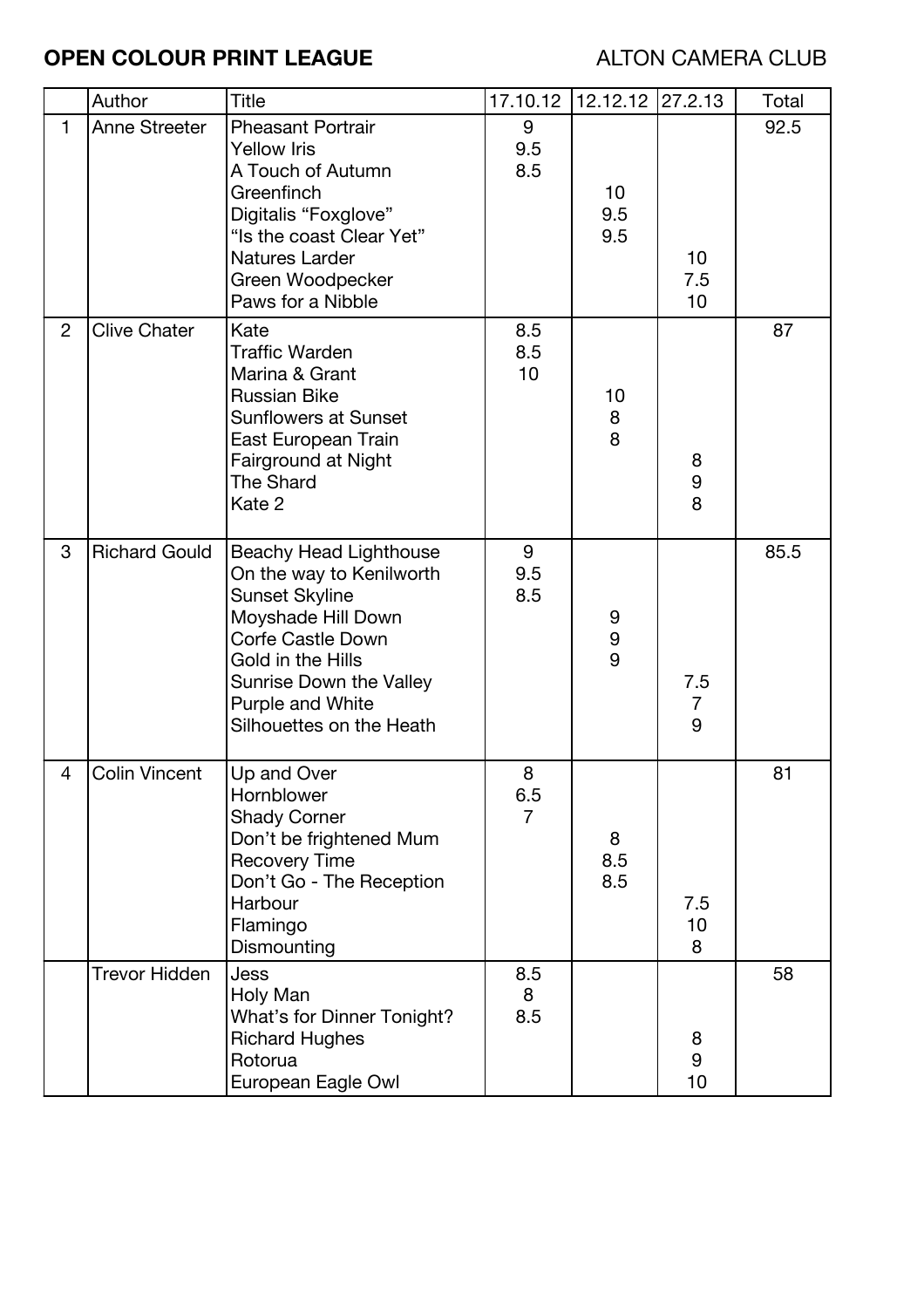**OPEN COLOUR PRINT LEAGUE** ALTON CAMERA CLUB

| | Author | Title | 17.10.12 | 12.12.12 | 27.2.13 | Total |
|---|---|---|---|---|---|---|
| 1 | Anne Streeter | Pheasant Portrair | 9 | | | 92.5 |
| | | Yellow Iris | 9.5 | | | |
| | | A Touch of Autumn | 8.5 | | | |
| | | Greenfinch | | 10 | | |
| | | Digitalis "Foxglove" | | 9.5 | | |
| | | "Is the coast Clear Yet" | | 9.5 | | |
| | | Natures Larder | | | 10 | |
| | | Green Woodpecker | | | 7.5 | |
| | | Paws for a Nibble | | | 10 | |
| 2 | Clive Chater | Kate | 8.5 | | | 87 |
| | | Traffic Warden | 8.5 | | | |
| | | Marina & Grant | 10 | | | |
| | | Russian Bike | | 10 | | |
| | | Sunflowers at Sunset | | 8 | | |
| | | East European Train | | 8 | | |
| | | Fairground at Night | | | 8 | |
| | | The Shard | | | 9 | |
| | | Kate 2 | | | 8 | |
| 3 | Richard Gould | Beachy Head Lighthouse | 9 | | | 85.5 |
| | | On the way to Kenilworth | 9.5 | | | |
| | | Sunset Skyline | 8.5 | | | |
| | | Moyshade Hill Down | | 9 | | |
| | | Corfe Castle Down | | 9 | | |
| | | Gold in the Hills | | 9 | | |
| | | Sunrise Down the Valley | | | 7.5 | |
| | | Purple and White | | | 7 | |
| | | Silhouettes on the Heath | | | 9 | |
| 4 | Colin Vincent | Up and Over | 8 | | | 81 |
| | | Hornblower | 6.5 | | | |
| | | Shady Corner | 7 | | | |
| | | Don't be frightened Mum | | 8 | | |
| | | Recovery Time | | 8.5 | | |
| | | Don't Go - The Reception | | 8.5 | | |
| | | Harbour | | | 7.5 | |
| | | Flamingo | | | 10 | |
| | | Dismounting | | | 8 | |
| | Trevor Hidden | Jess | 8.5 | | | 58 |
| | | Holy Man | 8 | | | |
| | | What's for Dinner Tonight? | 8.5 | | | |
| | | Richard Hughes | | | 8 | |
| | | Rotorua | | | 9 | |
| | | European Eagle Owl | | | 10 | |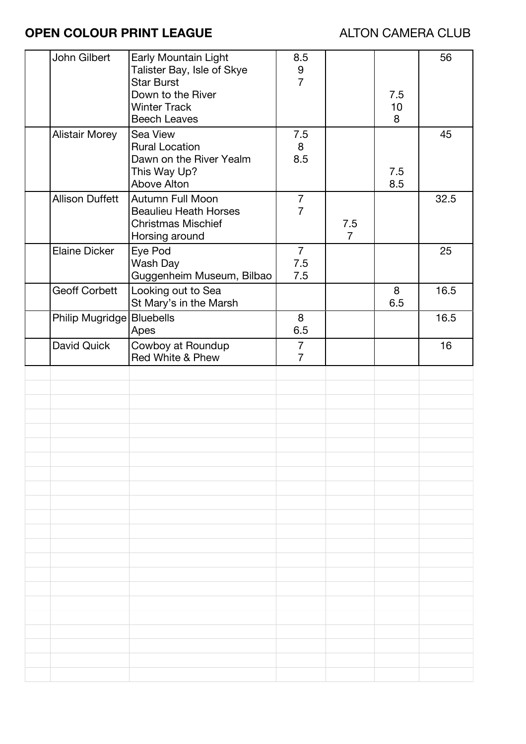**OPEN COLOUR PRINT LEAGUE** ALTON CAMERA CLUB

| | | | | | | |
|---|---|---|---|---|---|---|
| | John Gilbert | Early Mountain Light | 8.5 | | | 56 |
| | | Talister Bay, Isle of Skye | 9 | | | |
| | | Star Burst | 7 | | | |
| | | Down to the River | | | 7.5 | |
| | | Winter Track | | | 10 | |
| | | Beech Leaves | | | 8 | |
| | Alistair Morey | Sea View | 7.5 | | | 45 |
| | | Rural Location | 8 | | | |
| | | Dawn on the River Yealm | 8.5 | | | |
| | | This Way Up? | | | 7.5 | |
| | | Above Alton | | | 8.5 | |
| | Allison Duffett | Autumn Full Moon | 7 | | | 32.5 |
| | | Beaulieu Heath Horses | 7 | | | |
| | | Christmas Mischief | | 7.5 | | |
| | | Horsing around | | 7 | | |
| | Elaine Dicker | Eye Pod | 7 | | | 25 |
| | | Wash Day | 7.5 | | | |
| | | Guggenheim Museum, Bilbao | 7.5 | | | |
| | Geoff Corbett | Looking out to Sea | | | 8 | 16.5 |
| | | St Mary's in the Marsh | | | 6.5 | |
| | Philip Mugridge | Bluebells | 8 | | | 16.5 |
| | | Apes | 6.5 | | | |
| | David Quick | Cowboy at Roundup | 7 | | | 16 |
| | | Red White & Phew | 7 | | | |